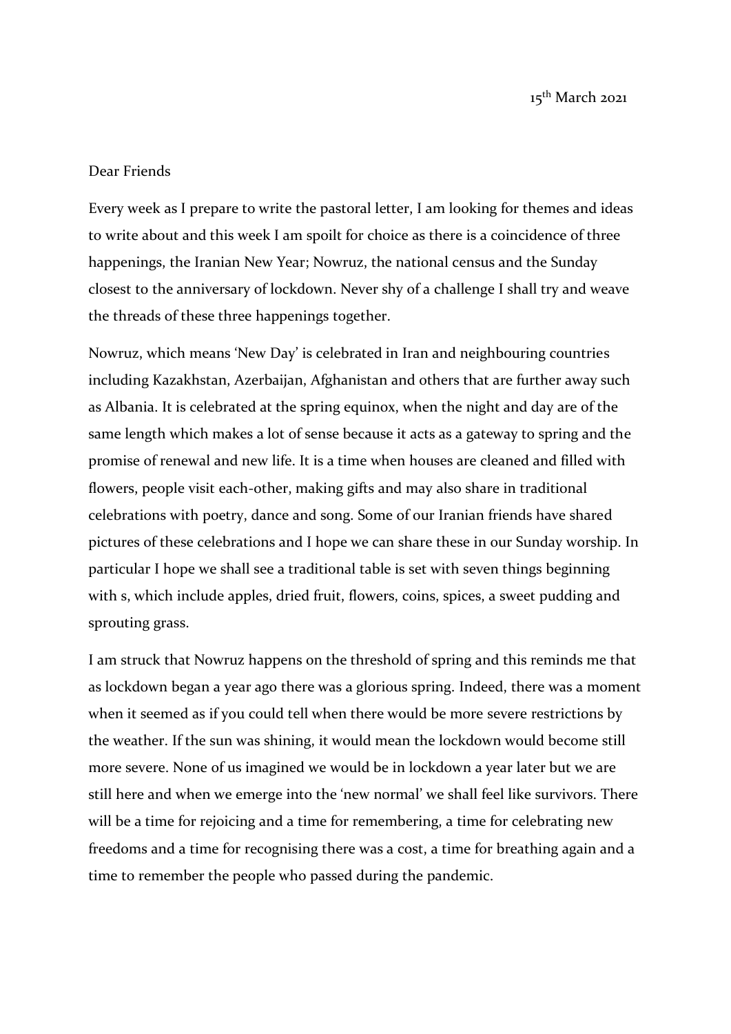15th March 2021

Dear Friends

Every week as I prepare to write the pastoral letter, I am looking for themes and ideas to write about and this week I am spoilt for choice as there is a coincidence of three happenings, the Iranian New Year; Nowruz, the national census and the Sunday closest to the anniversary of lockdown. Never shy of a challenge I shall try and weave the threads of these three happenings together.

Nowruz, which means 'New Day' is celebrated in Iran and neighbouring countries including Kazakhstan, Azerbaijan, Afghanistan and others that are further away such as Albania. It is celebrated at the spring equinox, when the night and day are of the same length which makes a lot of sense because it acts as a gateway to spring and the promise of renewal and new life. It is a time when houses are cleaned and filled with flowers, people visit each-other, making gifts and may also share in traditional celebrations with poetry, dance and song. Some of our Iranian friends have shared pictures of these celebrations and I hope we can share these in our Sunday worship. In particular I hope we shall see a traditional table is set with seven things beginning with s, which include apples, dried fruit, flowers, coins, spices, a sweet pudding and sprouting grass.

I am struck that Nowruz happens on the threshold of spring and this reminds me that as lockdown began a year ago there was a glorious spring. Indeed, there was a moment when it seemed as if you could tell when there would be more severe restrictions by the weather. If the sun was shining, it would mean the lockdown would become still more severe. None of us imagined we would be in lockdown a year later but we are still here and when we emerge into the 'new normal' we shall feel like survivors. There will be a time for rejoicing and a time for remembering, a time for celebrating new freedoms and a time for recognising there was a cost, a time for breathing again and a time to remember the people who passed during the pandemic.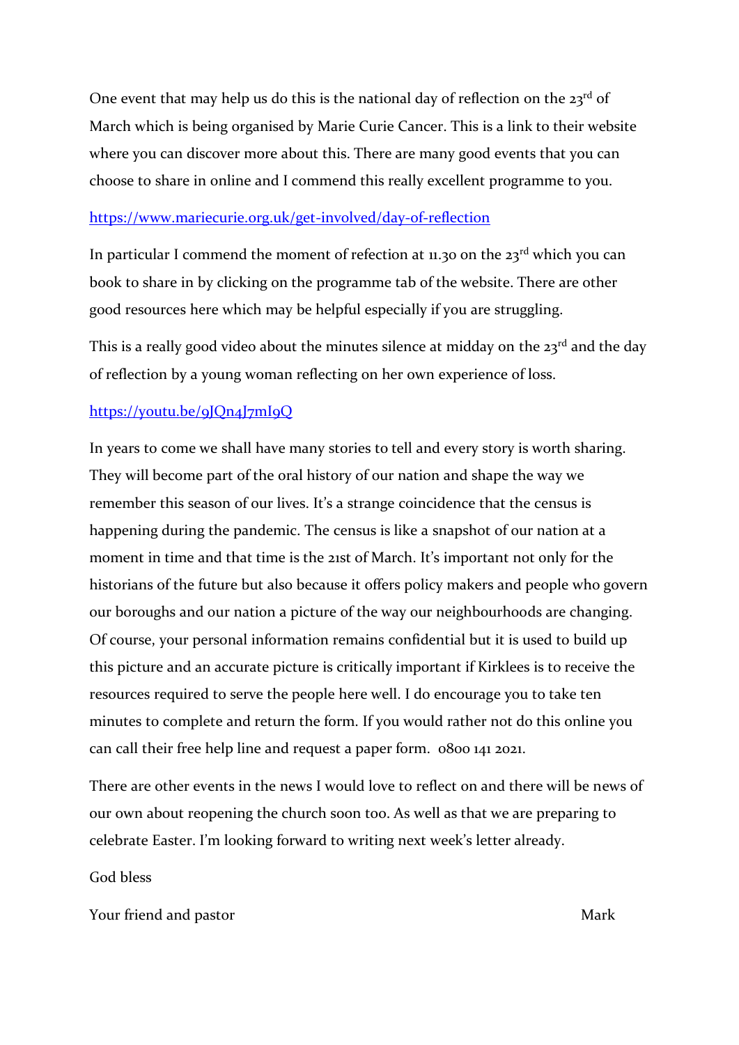One event that may help us do this is the national day of reflection on the 23rd of March which is being organised by Marie Curie Cancer. This is a link to their website where you can discover more about this. There are many good events that you can choose to share in online and I commend this really excellent programme to you.

https://www.mariecurie.org.uk/get-involved/day-of-reflection

In particular I commend the moment of refection at 11.30 on the 23rd which you can book to share in by clicking on the programme tab of the website. There are other good resources here which may be helpful especially if you are struggling.

This is a really good video about the minutes silence at midday on the 23rd and the day of reflection by a young woman reflecting on her own experience of loss.

https://youtu.be/9JQn4J7mI9Q

In years to come we shall have many stories to tell and every story is worth sharing. They will become part of the oral history of our nation and shape the way we remember this season of our lives. It's a strange coincidence that the census is happening during the pandemic. The census is like a snapshot of our nation at a moment in time and that time is the 21st of March. It's important not only for the historians of the future but also because it offers policy makers and people who govern our boroughs and our nation a picture of the way our neighbourhoods are changing. Of course, your personal information remains confidential but it is used to build up this picture and an accurate picture is critically important if Kirklees is to receive the resources required to serve the people here well. I do encourage you to take ten minutes to complete and return the form. If you would rather not do this online you can call their free help line and request a paper form. 0800 141 2021.

There are other events in the news I would love to reflect on and there will be news of our own about reopening the church soon too. As well as that we are preparing to celebrate Easter. I'm looking forward to writing next week's letter already.

God bless

Your friend and pastor Mark